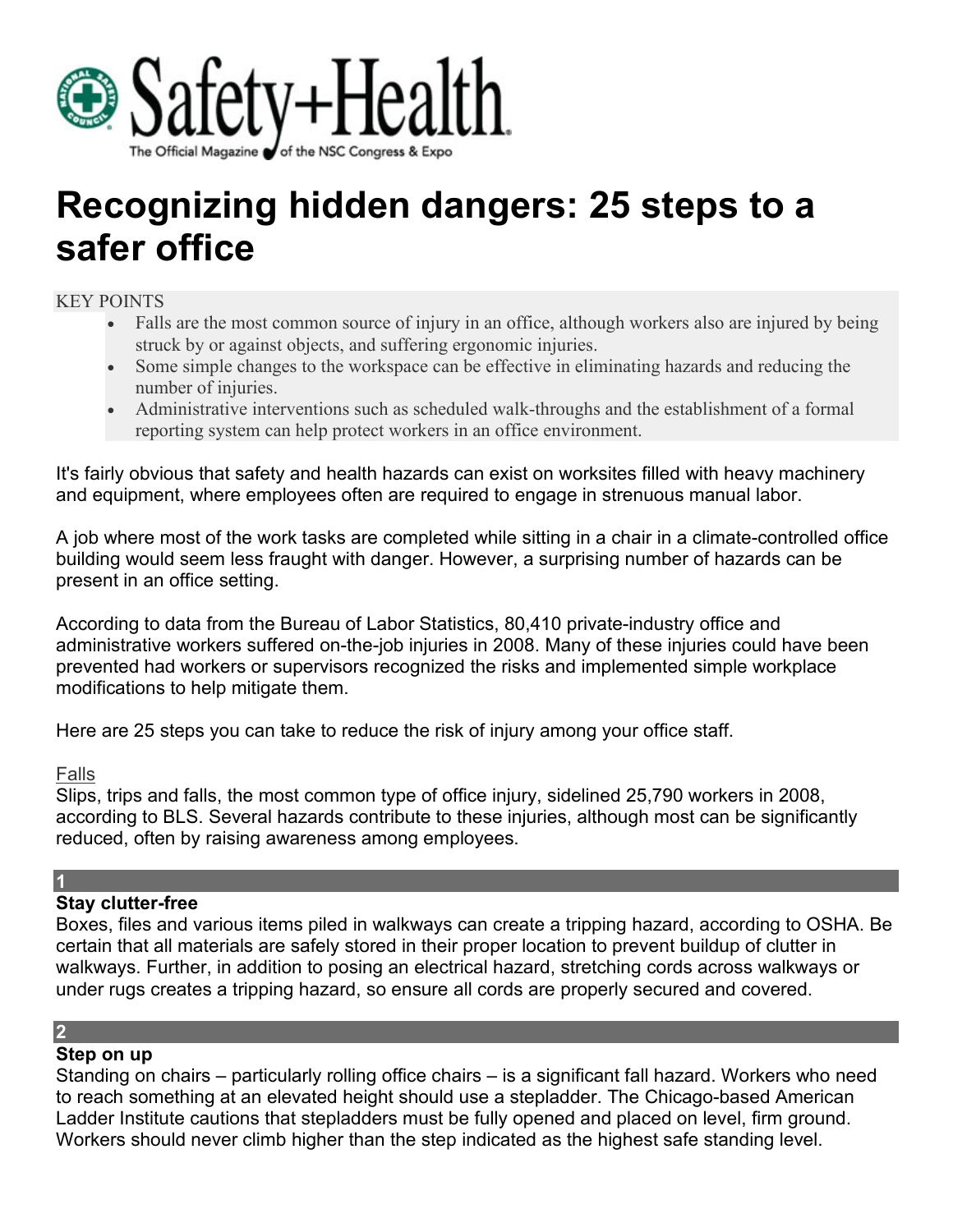# Recognizing hidden dangers: 25 steps to a safer office

KEY POINTS

- Falls are the most common source of injury in an office, although workers also are injured by being struck by or against objects, and suffering ergonomic injuries.
- Some simple changes to the workspace can be effective in eliminating hazards and reducing the number of injuries.
- Administrative interventions such as scheduled walk-throughs and the establishment of a formal reporting system can help protect workers in an office environment.

It's fairly obvious that safety and health hazards can exist on worksites filled with heavy machinery and equipment, where employees often are required to engage in strenuous manual labor.

A job where most of the work tasks are completed while sitting in a chair in a climate-controlled office building would seem less fraught with danger. However, a surprising number of hazards can be present in an office setting.

According to data from the Bureau of Labor Statistics, 80,410 private-industry office and administrative workers suffered on-the-job injuries in 2008. Many of these injuries could have been prevented had workers or supervisors recognized the risks and implemented simple workplace modifications to help mitigate them.

Here are 25 steps you can take to reduce the risk of injury among your office staff.

## Falls

Slips, trips and falls, the most common type of office injury, sidelined 25,790 workers in 2008, according to BLS. Several hazards contribute to these injuries, although most can be significantly reduced, often by raising awareness among employees.

**1**

### Stay clutter-free

Boxes, files and various items piled in walkways can create a tripping hazard, according to OSHA. Be certain that all materials are safely stored in their proper location to prevent buildup of clutter in walkways. Further, in addition to posing an electrical hazard, stretching cords across walkways or under rugs creates a tripping hazard, so ensure all cords are properly secured and covered.

**2**

### Step on up

Standing on chairs – particularly rolling office chairs – is a significant fall hazard. Workers who need to reach something at an elevated height should use a stepladder. The Chicago-based American Ladder Institute cautions that stepladders must be fully opened and placed on level, firm ground. Workers should never climb higher than the step indicated as the highest safe standing level.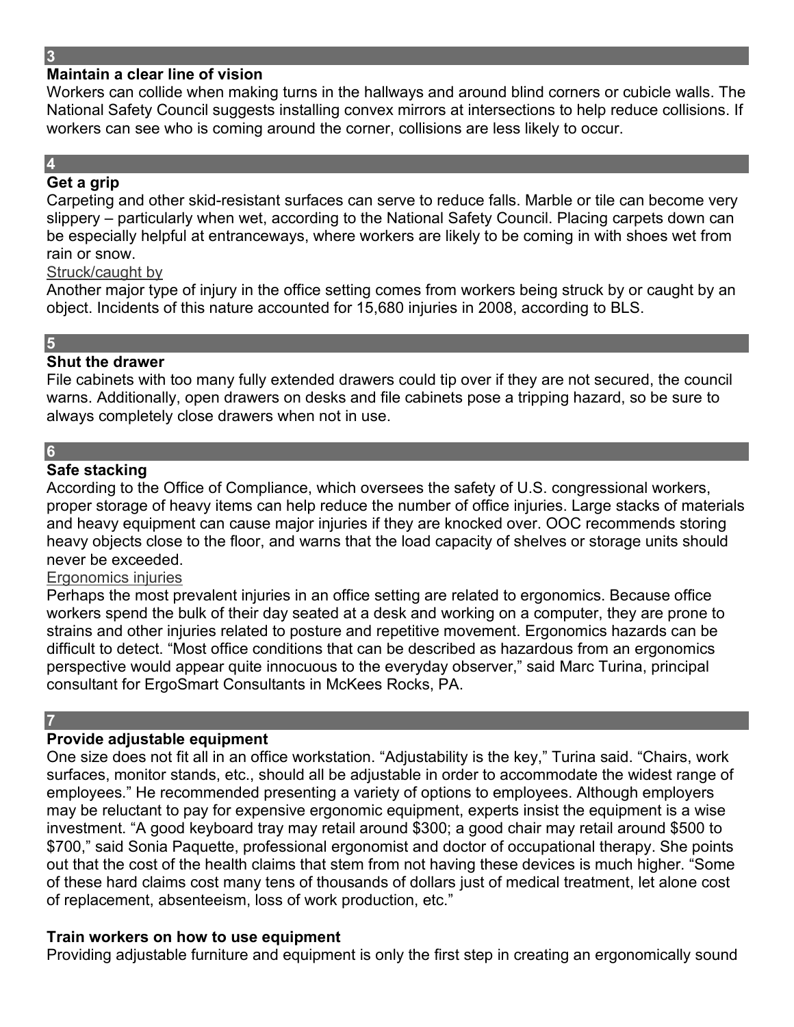## 3

**Maintain a clear line of vision**

Workers can collide when making turns in the hallways and around blind corners or cubicle walls. The National Safety Council suggests installing convex mirrors at intersections to help reduce collisions. If workers can see who is coming around the corner, collisions are less likely to occur.

## 4

**Get a grip**

Carpeting and other skid-resistant surfaces can serve to reduce falls. Marble or tile can become very slippery – particularly when wet, according to the National Safety Council. Placing carpets down can be especially helpful at entranceways, where workers are likely to be coming in with shoes wet from rain or snow.

### Struck/caught by

Another major type of injury in the office setting comes from workers being struck by or caught by an object. Incidents of this nature accounted for 15,680 injuries in 2008, according to BLS.

## 5

**Shut the drawer**

File cabinets with too many fully extended drawers could tip over if they are not secured, the council warns. Additionally, open drawers on desks and file cabinets pose a tripping hazard, so be sure to always completely close drawers when not in use.

## 6

**Safe stacking**

According to the Office of Compliance, which oversees the safety of U.S. congressional workers, proper storage of heavy items can help reduce the number of office injuries. Large stacks of materials and heavy equipment can cause major injuries if they are knocked over. OOC recommends storing heavy objects close to the floor, and warns that the load capacity of shelves or storage units should never be exceeded.

### Ergonomics injuries

Perhaps the most prevalent injuries in an office setting are related to ergonomics. Because office workers spend the bulk of their day seated at a desk and working on a computer, they are prone to strains and other injuries related to posture and repetitive movement. Ergonomics hazards can be difficult to detect. “Most office conditions that can be described as hazardous from an ergonomics perspective would appear quite innocuous to the everyday observer,” said Marc Turina, principal consultant for ErgoSmart Consultants in McKees Rocks, PA.

## 7

**Provide adjustable equipment**

One size does not fit all in an office workstation. “Adjustability is the key,” Turina said. “Chairs, work surfaces, monitor stands, etc., should all be adjustable in order to accommodate the widest range of employees.” He recommended presenting a variety of options to employees. Although employers may be reluctant to pay for expensive ergonomic equipment, experts insist the equipment is a wise investment. “A good keyboard tray may retail around $300; a good chair may retail around $500 to $700,” said Sonia Paquette, professional ergonomist and doctor of occupational therapy. She points out that the cost of the health claims that stem from not having these devices is much higher. “Some of these hard claims cost many tens of thousands of dollars just of medical treatment, let alone cost of replacement, absenteeism, loss of work production, etc.”

**Train workers on how to use equipment**

Providing adjustable furniture and equipment is only the first step in creating an ergonomically sound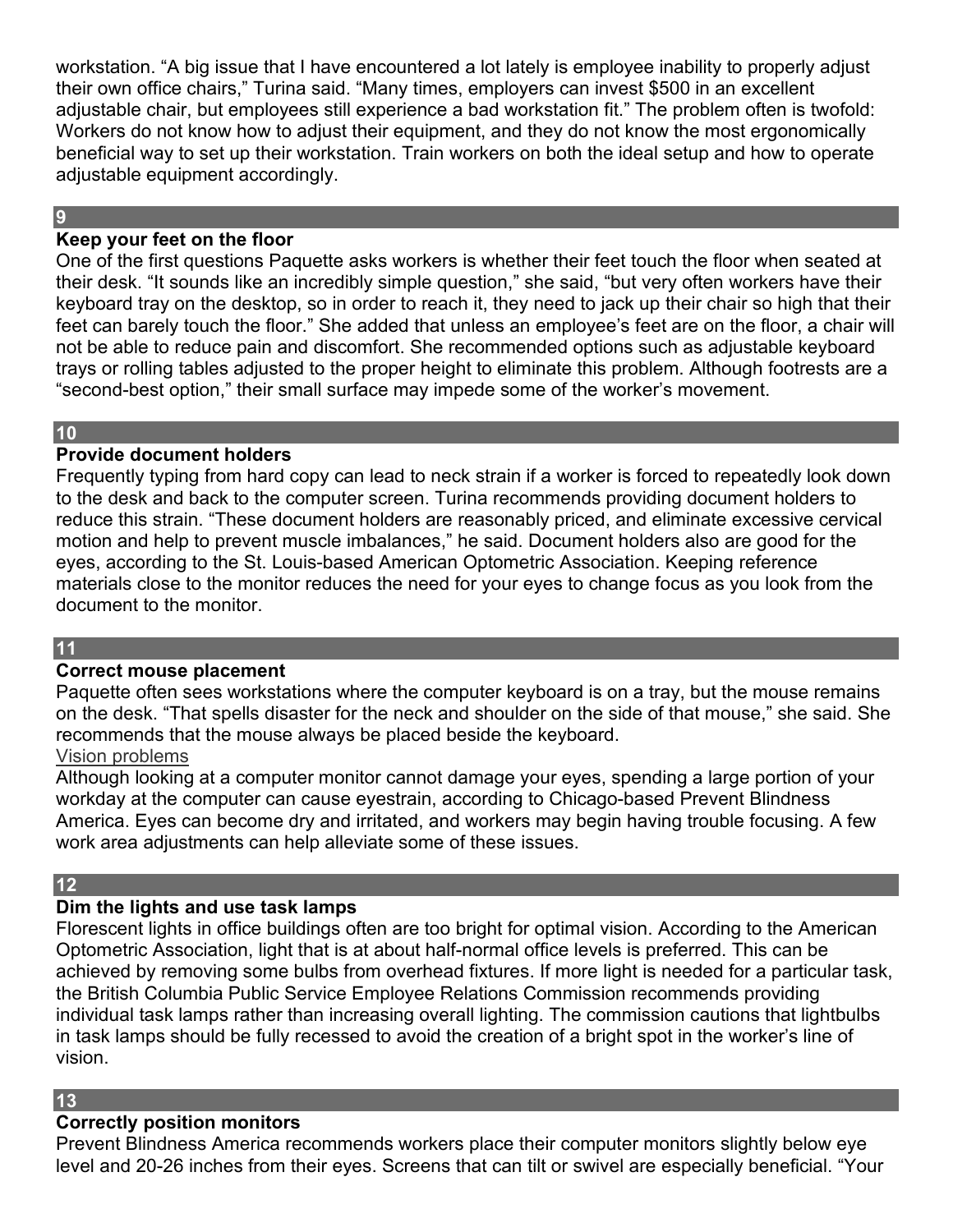workstation. “A big issue that I have encountered a lot lately is employee inability to properly adjust their own office chairs,” Turina said. “Many times, employers can invest $500 in an excellent adjustable chair, but employees still experience a bad workstation fit.” The problem often is twofold: Workers do not know how to adjust their equipment, and they do not know the most ergonomically beneficial way to set up their workstation. Train workers on both the ideal setup and how to operate adjustable equipment accordingly.

## 9

### Keep your feet on the floor

One of the first questions Paquette asks workers is whether their feet touch the floor when seated at their desk. “It sounds like an incredibly simple question,” she said, “but very often workers have their keyboard tray on the desktop, so in order to reach it, they need to jack up their chair so high that their feet can barely touch the floor.” She added that unless an employee’s feet are on the floor, a chair will not be able to reduce pain and discomfort. She recommended options such as adjustable keyboard trays or rolling tables adjusted to the proper height to eliminate this problem. Although footrests are a “second-best option,” their small surface may impede some of the worker’s movement.

## 10

### Provide document holders

Frequently typing from hard copy can lead to neck strain if a worker is forced to repeatedly look down to the desk and back to the computer screen. Turina recommends providing document holders to reduce this strain. “These document holders are reasonably priced, and eliminate excessive cervical motion and help to prevent muscle imbalances,” he said. Document holders also are good for the eyes, according to the St. Louis-based American Optometric Association. Keeping reference materials close to the monitor reduces the need for your eyes to change focus as you look from the document to the monitor.

## 11

### Correct mouse placement

Paquette often sees workstations where the computer keyboard is on a tray, but the mouse remains on the desk. “That spells disaster for the neck and shoulder on the side of that mouse,” she said. She recommends that the mouse always be placed beside the keyboard.

Vision problems

Although looking at a computer monitor cannot damage your eyes, spending a large portion of your workday at the computer can cause eyestrain, according to Chicago-based Prevent Blindness America. Eyes can become dry and irritated, and workers may begin having trouble focusing. A few work area adjustments can help alleviate some of these issues.

## 12

### Dim the lights and use task lamps

Florescent lights in office buildings often are too bright for optimal vision. According to the American Optometric Association, light that is at about half-normal office levels is preferred. This can be achieved by removing some bulbs from overhead fixtures. If more light is needed for a particular task, the British Columbia Public Service Employee Relations Commission recommends providing individual task lamps rather than increasing overall lighting. The commission cautions that lightbulbs in task lamps should be fully recessed to avoid the creation of a bright spot in the worker’s line of vision.

## 13

### Correctly position monitors

Prevent Blindness America recommends workers place their computer monitors slightly below eye level and 20-26 inches from their eyes. Screens that can tilt or swivel are especially beneficial. “Your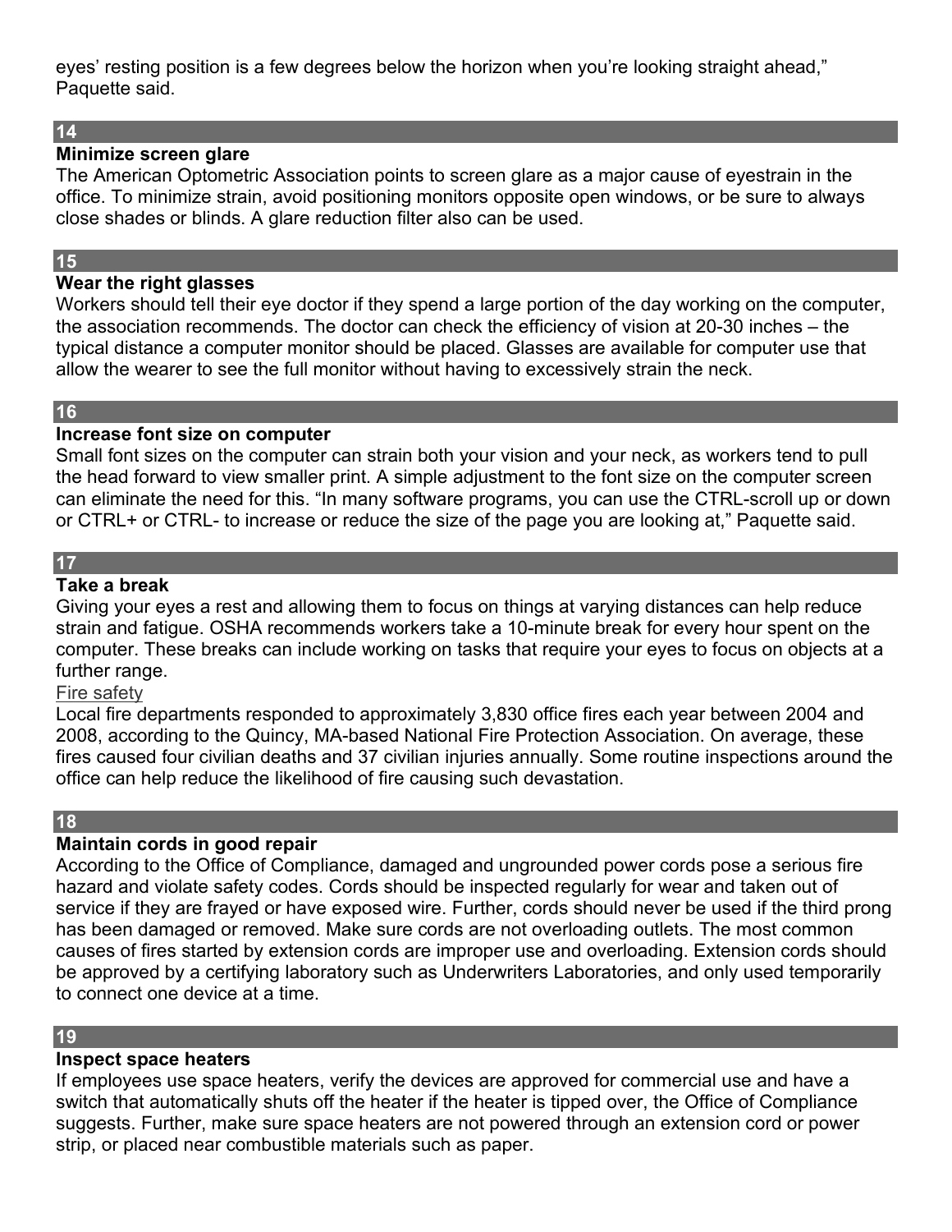eyes' resting position is a few degrees below the horizon when you're looking straight ahead," Paquette said.

## 14

**Minimize screen glare**

The American Optometric Association points to screen glare as a major cause of eyestrain in the office. To minimize strain, avoid positioning monitors opposite open windows, or be sure to always close shades or blinds. A glare reduction filter also can be used.

## 15

**Wear the right glasses**

Workers should tell their eye doctor if they spend a large portion of the day working on the computer, the association recommends. The doctor can check the efficiency of vision at 20-30 inches – the typical distance a computer monitor should be placed. Glasses are available for computer use that allow the wearer to see the full monitor without having to excessively strain the neck.

## 16

**Increase font size on computer**

Small font sizes on the computer can strain both your vision and your neck, as workers tend to pull the head forward to view smaller print. A simple adjustment to the font size on the computer screen can eliminate the need for this. "In many software programs, you can use the CTRL-scroll up or down or CTRL+ or CTRL- to increase or reduce the size of the page you are looking at," Paquette said.

## 17

**Take a break**

Giving your eyes a rest and allowing them to focus on things at varying distances can help reduce strain and fatigue. OSHA recommends workers take a 10-minute break for every hour spent on the computer. These breaks can include working on tasks that require your eyes to focus on objects at a further range.

Fire safety

Local fire departments responded to approximately 3,830 office fires each year between 2004 and 2008, according to the Quincy, MA-based National Fire Protection Association. On average, these fires caused four civilian deaths and 37 civilian injuries annually. Some routine inspections around the office can help reduce the likelihood of fire causing such devastation.

## 18

**Maintain cords in good repair**

According to the Office of Compliance, damaged and ungrounded power cords pose a serious fire hazard and violate safety codes. Cords should be inspected regularly for wear and taken out of service if they are frayed or have exposed wire. Further, cords should never be used if the third prong has been damaged or removed. Make sure cords are not overloading outlets. The most common causes of fires started by extension cords are improper use and overloading. Extension cords should be approved by a certifying laboratory such as Underwriters Laboratories, and only used temporarily to connect one device at a time.

## 19

**Inspect space heaters**

If employees use space heaters, verify the devices are approved for commercial use and have a switch that automatically shuts off the heater if the heater is tipped over, the Office of Compliance suggests. Further, make sure space heaters are not powered through an extension cord or power strip, or placed near combustible materials such as paper.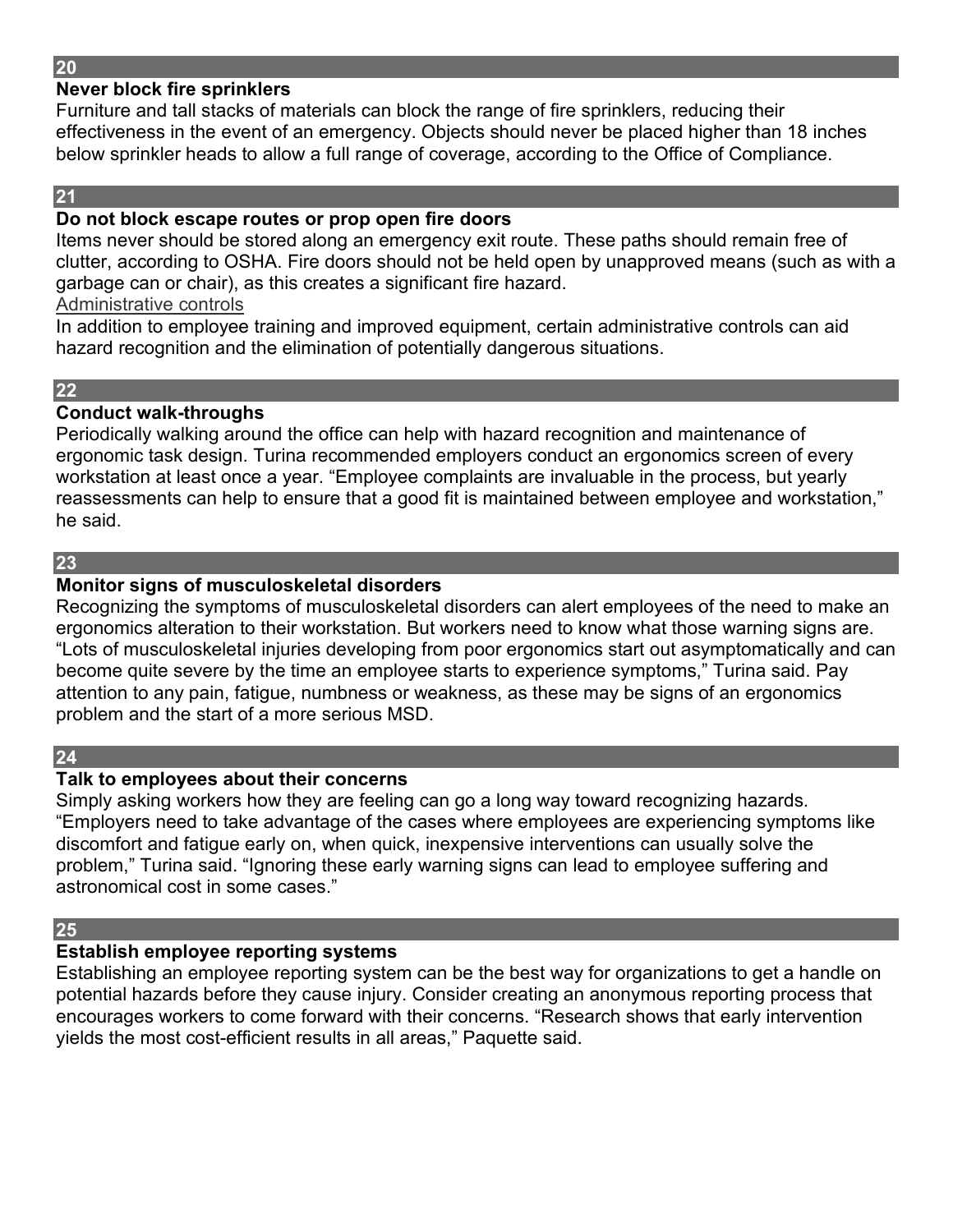## 20

**Never block fire sprinklers**

Furniture and tall stacks of materials can block the range of fire sprinklers, reducing their effectiveness in the event of an emergency. Objects should never be placed higher than 18 inches below sprinkler heads to allow a full range of coverage, according to the Office of Compliance.

## 21

**Do not block escape routes or prop open fire doors**

Items never should be stored along an emergency exit route. These paths should remain free of clutter, according to OSHA. Fire doors should not be held open by unapproved means (such as with a garbage can or chair), as this creates a significant fire hazard.

Administrative controls

In addition to employee training and improved equipment, certain administrative controls can aid hazard recognition and the elimination of potentially dangerous situations.

## 22

**Conduct walk-throughs**

Periodically walking around the office can help with hazard recognition and maintenance of ergonomic task design. Turina recommended employers conduct an ergonomics screen of every workstation at least once a year. “Employee complaints are invaluable in the process, but yearly reassessments can help to ensure that a good fit is maintained between employee and workstation,” he said.

## 23

**Monitor signs of musculoskeletal disorders**

Recognizing the symptoms of musculoskeletal disorders can alert employees of the need to make an ergonomics alteration to their workstation. But workers need to know what those warning signs are. “Lots of musculoskeletal injuries developing from poor ergonomics start out asymptomatically and can become quite severe by the time an employee starts to experience symptoms,” Turina said. Pay attention to any pain, fatigue, numbness or weakness, as these may be signs of an ergonomics problem and the start of a more serious MSD.

## 24

**Talk to employees about their concerns**

Simply asking workers how they are feeling can go a long way toward recognizing hazards. “Employers need to take advantage of the cases where employees are experiencing symptoms like discomfort and fatigue early on, when quick, inexpensive interventions can usually solve the problem,” Turina said. “Ignoring these early warning signs can lead to employee suffering and astronomical cost in some cases.”

## 25

**Establish employee reporting systems**

Establishing an employee reporting system can be the best way for organizations to get a handle on potential hazards before they cause injury. Consider creating an anonymous reporting process that encourages workers to come forward with their concerns. “Research shows that early intervention yields the most cost-efficient results in all areas,” Paquette said.